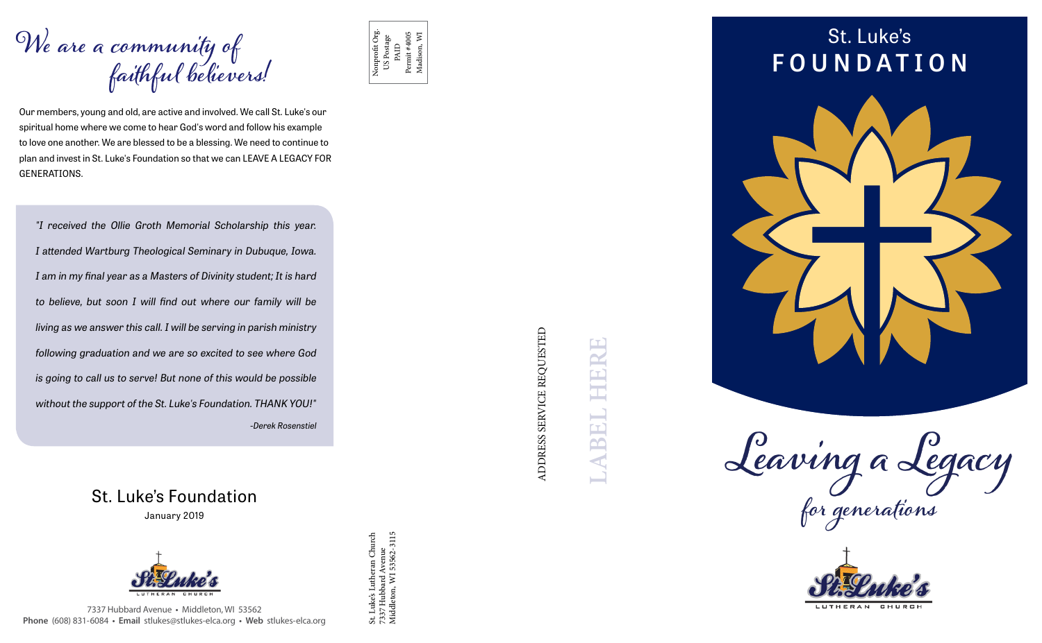# We are a community of faithful believers!

Our members, young and old, are active and involved. We call St. Luke's our spiritual home where we come to hear God's word and follow his example to love one another. We are blessed to be a blessing. We need to continue to plan and invest in St. Luke's Foundation so that we can LEAVE A LEGACY FOR GENERATIONS.

> *"I received the Ollie Groth Memorial Scholarship this year. I attended Wartburg Theological Seminary in Dubuque, Iowa. I am in my final year as a Masters of Divinity student; It is hard to believe, but soon I will find out where our family will be living as we answer this call. I will be serving in parish ministry following graduation and we are so excited to see where God is going to call us to serve! But none of this would be possible without the support of the St. Luke's Foundation. THANK YOU!"*
>
> *-Derek Rosenstiel*

## St. Luke's Foundation

January 2019

St. Luke's Lutheran Church

7337 Hubbard Avenue • Middleton, WI 53562
**Phone** (608) 831-6084 • **Email** stlukes@stlukes-elca.org • **Web** stlukes-elca.org

Nonprofit Org.
US Postage
PAID
Permit #4005
Madison, WI

St. Luke's Lutheran Church
7337 Hubbard Avenue
Middleton, WI 53562-3115

ADDRESS SERVICE REQUESTED

LABEL HERE

# St. Luke's FOUNDATION

## Leaving a Legacy for generations

St. Luke's Lutheran Church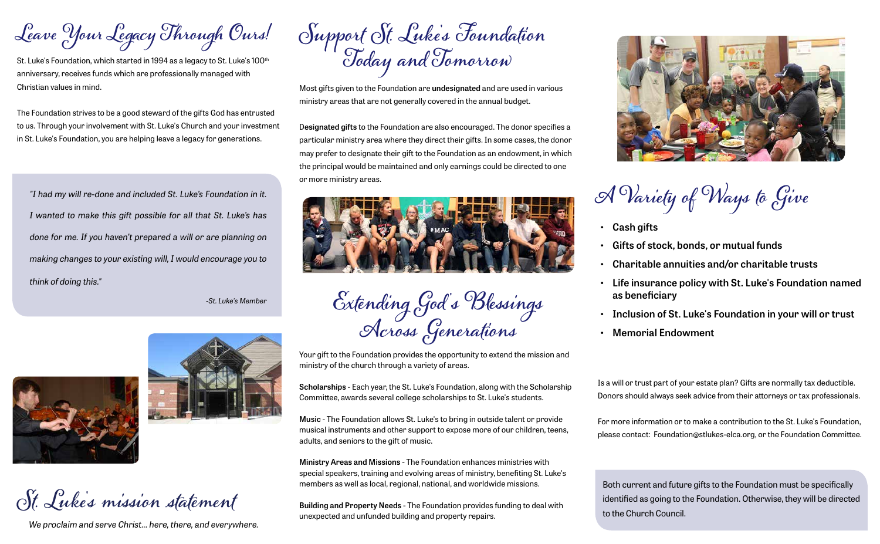# Leave Your Legacy Through Ours!

St. Luke's Foundation, which started in 1994 as a legacy to St. Luke's 100th anniversary, receives funds which are professionally managed with Christian values in mind.

The Foundation strives to be a good steward of the gifts God has entrusted to us. Through your involvement with St. Luke's Church and your investment in St. Luke's Foundation, you are helping leave a legacy for generations.

> *"I had my will re-done and included St. Luke's Foundation in it. I wanted to make this gift possible for all that St. Luke's has done for me. If you haven't prepared a will or are planning on making changes to your existing will, I would encourage you to think of doing this."*
>
> *-St. Luke's Member*

# St. Luke's mission statement

*We proclaim and serve Christ... here, there, and everywhere.*

# Support St. Luke's Foundation Today and Tomorrow

Most gifts given to the Foundation are **undesignated** and are used in various ministry areas that are not generally covered in the annual budget.

**Designated gifts** to the Foundation are also encouraged. The donor specifies a particular ministry area where they direct their gifts. In some cases, the donor may prefer to designate their gift to the Foundation as an endowment, in which the principal would be maintained and only earnings could be directed to one or more ministry areas.

# Extending God's Blessings Across Generations

Your gift to the Foundation provides the opportunity to extend the mission and ministry of the church through a variety of areas.

**Scholarships** - Each year, the St. Luke's Foundation, along with the Scholarship Committee, awards several college scholarships to St. Luke's students.

**Music** - The Foundation allows St. Luke's to bring in outside talent or provide musical instruments and other support to expose more of our children, teens, adults, and seniors to the gift of music.

**Ministry Areas and Missions** - The Foundation enhances ministries with special speakers, training and evolving areas of ministry, benefiting St. Luke's members as well as local, regional, national, and worldwide missions.

**Building and Property Needs** - The Foundation provides funding to deal with unexpected and unfunded building and property repairs.

# A Variety of Ways to Give

- **Cash gifts**
- **Gifts of stock, bonds, or mutual funds**
- **Charitable annuities and/or charitable trusts**
- **Life insurance policy with St. Luke's Foundation named as beneficiary**
- **Inclusion of St. Luke's Foundation in your will or trust**
- **Memorial Endowment**

Is a will or trust part of your estate plan? Gifts are normally tax deductible. Donors should always seek advice from their attorneys or tax professionals.

For more information or to make a contribution to the St. Luke's Foundation, please contact: Foundation@stlukes-elca.org, or the Foundation Committee.

Both current and future gifts to the Foundation must be specifically identified as going to the Foundation. Otherwise, they will be directed to the Church Council.